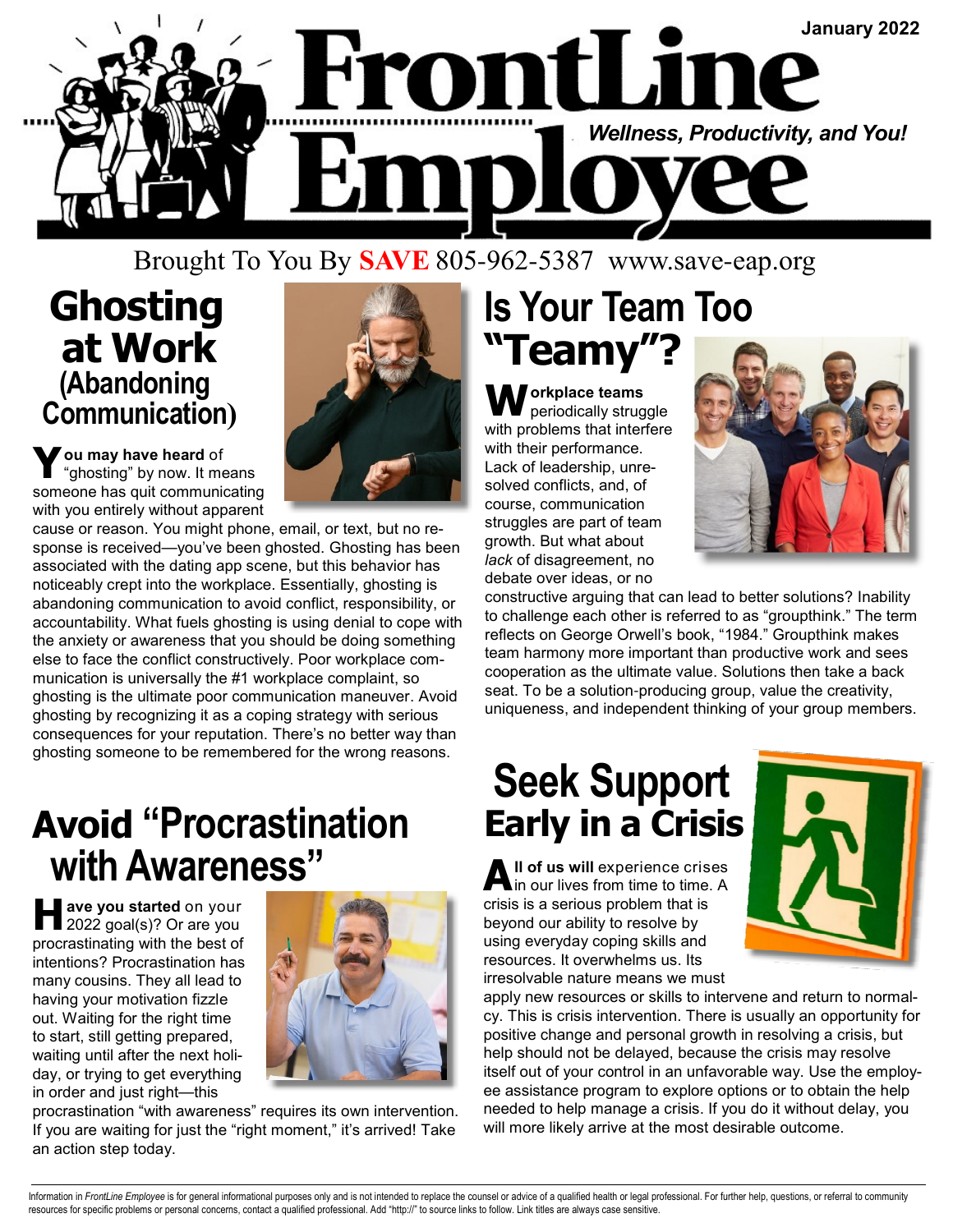January 2022

# FrontLine Employee

*Wellness, Productivity, and You!*

Brought To You By **SAVE** 805-962-5387 www.save-eap.org

## Ghosting at Work (Abandoning Communication)

**You may have heard** of "ghosting" by now. It means someone has quit communicating with you entirely without apparent cause or reason. You might phone, email, or text, but no response is received—you've been ghosted. Ghosting has been associated with the dating app scene, but this behavior has noticeably crept into the workplace. Essentially, ghosting is abandoning communication to avoid conflict, responsibility, or accountability. What fuels ghosting is using denial to cope with the anxiety or awareness that you should be doing something else to face the conflict constructively. Poor workplace communication is universally the #1 workplace complaint, so ghosting is the ultimate poor communication maneuver. Avoid ghosting by recognizing it as a coping strategy with serious consequences for your reputation. There's no better way than ghosting someone to be remembered for the wrong reasons.

## Avoid "Procrastination with Awareness"

**Have you started** on your 2022 goal(s)? Or are you procrastinating with the best of intentions? Procrastination has many cousins. They all lead to having your motivation fizzle out. Waiting for the right time to start, still getting prepared, waiting until after the next holiday, or trying to get everything in order and just right—this procrastination "with awareness" requires its own intervention. If you are waiting for just the "right moment," it's arrived! Take an action step today.

## Is Your Team Too "Teamy"?

**Workplace teams** periodically struggle with problems that interfere with their performance. Lack of leadership, unresolved conflicts, and, of course, communication struggles are part of team growth. But what about *lack* of disagreement, no debate over ideas, or no constructive arguing that can lead to better solutions? Inability to challenge each other is referred to as "groupthink." The term reflects on George Orwell's book, "1984." Groupthink makes team harmony more important than productive work and sees cooperation as the ultimate value. Solutions then take a back seat. To be a solution-producing group, value the creativity, uniqueness, and independent thinking of your group members.

## Seek Support Early in a Crisis

**All of us will** experience crises in our lives from time to time. A crisis is a serious problem that is beyond our ability to resolve by using everyday coping skills and resources. It overwhelms us. Its irresolvable nature means we must apply new resources or skills to intervene and return to normalcy. This is crisis intervention. There is usually an opportunity for positive change and personal growth in resolving a crisis, but help should not be delayed, because the crisis may resolve itself out of your control in an unfavorable way. Use the employee assistance program to explore options or to obtain the help needed to help manage a crisis. If you do it without delay, you will more likely arrive at the most desirable outcome.

Information in *FrontLine Employee* is for general informational purposes only and is not intended to replace the counsel or advice of a qualified health or legal professional. For further help, questions, or referral to community resources for specific problems or personal concerns, contact a qualified professional. Add "http://" to source links to follow. Link titles are always case sensitive.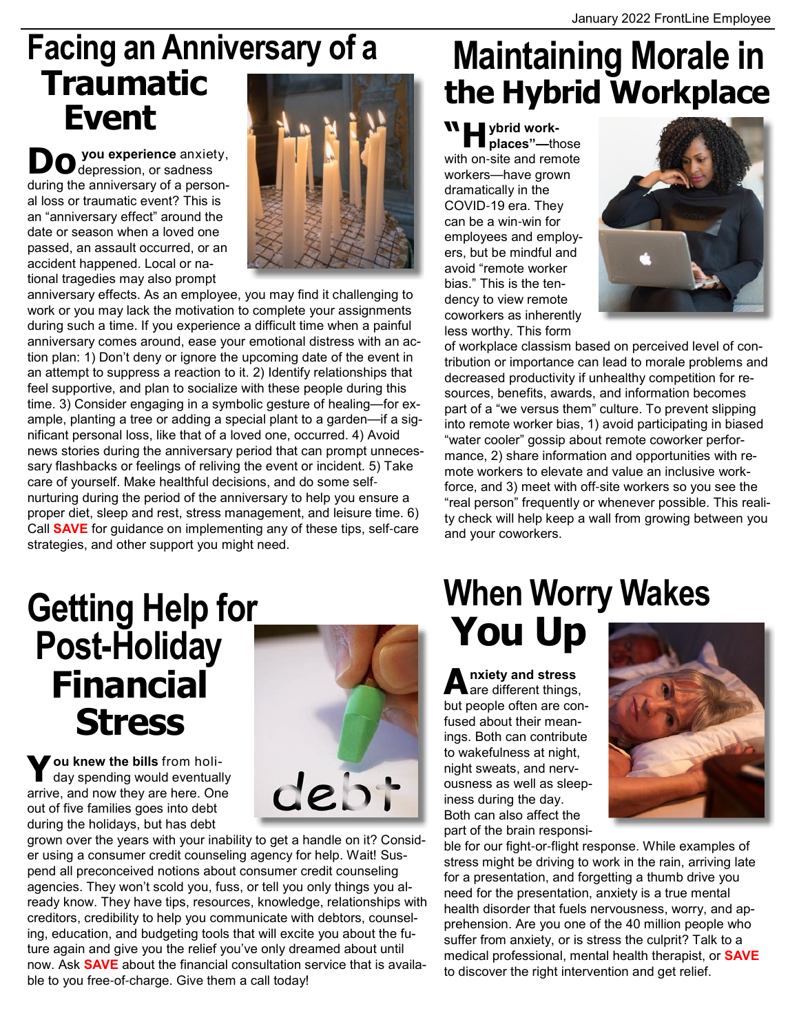# Facing an Anniversary of a Traumatic Event

**Do you experience** anxiety, depression, or sadness during the anniversary of a personal loss or traumatic event? This is an "anniversary effect" around the date or season when a loved one passed, an assault occurred, or an accident happened. Local or national tragedies may also prompt anniversary effects. As an employee, you may find it challenging to work or you may lack the motivation to complete your assignments during such a time. If you experience a difficult time when a painful anniversary comes around, ease your emotional distress with an action plan: 1) Don't deny or ignore the upcoming date of the event in an attempt to suppress a reaction to it. 2) Identify relationships that feel supportive, and plan to socialize with these people during this time. 3) Consider engaging in a symbolic gesture of healing—for example, planting a tree or adding a special plant to a garden—if a significant personal loss, like that of a loved one, occurred. 4) Avoid news stories during the anniversary period that can prompt unnecessary flashbacks or feelings of reliving the event or incident. 5) Take care of yourself. Make healthful decisions, and do some self-nurturing during the period of the anniversary to help you ensure a proper diet, sleep and rest, stress management, and leisure time. 6) Call **SAVE** for guidance on implementing any of these tips, self-care strategies, and other support you might need.

# Maintaining Morale in the Hybrid Workplace

**"Hybrid workplaces"**—those with on-site and remote workers—have grown dramatically in the COVID-19 era. They can be a win-win for employees and employers, but be mindful and avoid "remote worker bias." This is the tendency to view remote coworkers as inherently less worthy. This form of workplace classism based on perceived level of contribution or importance can lead to morale problems and decreased productivity if unhealthy competition for resources, benefits, awards, and information becomes part of a "we versus them" culture. To prevent slipping into remote worker bias, 1) avoid participating in biased "water cooler" gossip about remote coworker performance, 2) share information and opportunities with remote workers to elevate and value an inclusive workforce, and 3) meet with off-site workers so you see the "real person" frequently or whenever possible. This reality check will help keep a wall from growing between you and your coworkers.

# Getting Help for Post-Holiday Financial Stress

**You knew the bills** from holiday spending would eventually arrive, and now they are here. One out of five families goes into debt during the holidays, but has debt grown over the years with your inability to get a handle on it? Consider using a consumer credit counseling agency for help. Wait! Suspend all preconceived notions about consumer credit counseling agencies. They won't scold you, fuss, or tell you only things you already know. They have tips, resources, knowledge, relationships with creditors, credibility to help you communicate with debtors, counseling, education, and budgeting tools that will excite you about the future again and give you the relief you've only dreamed about until now. Ask **SAVE** about the financial consultation service that is available to you free-of-charge. Give them a call today!

# When Worry Wakes You Up

**Anxiety and stress** are different things, but people often are confused about their meanings. Both can contribute to wakefulness at night, night sweats, and nervousness as well as sleepiness during the day. Both can also affect the part of the brain responsible for our fight-or-flight response. While examples of stress might be driving to work in the rain, arriving late for a presentation, and forgetting a thumb drive you need for the presentation, anxiety is a true mental health disorder that fuels nervousness, worry, and apprehension. Are you one of the 40 million people who suffer from anxiety, or is stress the culprit? Talk to a medical professional, mental health therapist, or **SAVE** to discover the right intervention and get relief.